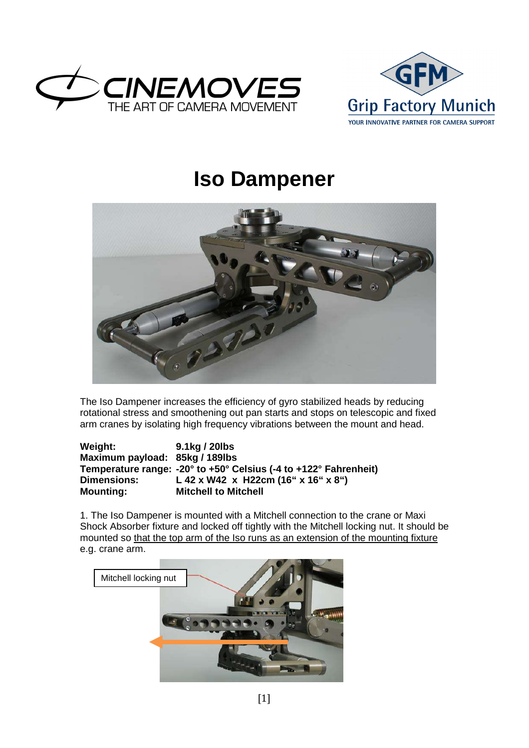# Iso Dampener

The Iso Dampener increases the efficiency of gyro stabilized heads by reducing rotational stress and smoothening out pan starts and stops on telescopic and fixed arm cranes by isolating high frequency vibrations between the mount and head.

**Weight:** **9.1kg / 20lbs**
**Maximum payload:** **85kg / 189lbs**
**Temperature range:** **-20° to +50° Celsius (-4 to +122° Fahrenheit)**
**Dimensions:** **L 42 x W42 x H22cm (16“ x 16“ x 8“)**
**Mounting:** **Mitchell to Mitchell**

1. The Iso Dampener is mounted with a Mitchell connection to the crane or Maxi Shock Absorber fixture and locked off tightly with the Mitchell locking nut. It should be mounted so <u>that the top arm of the Iso runs as an extension of the mounting fixture</u> e.g. crane arm.

Mitchell locking nut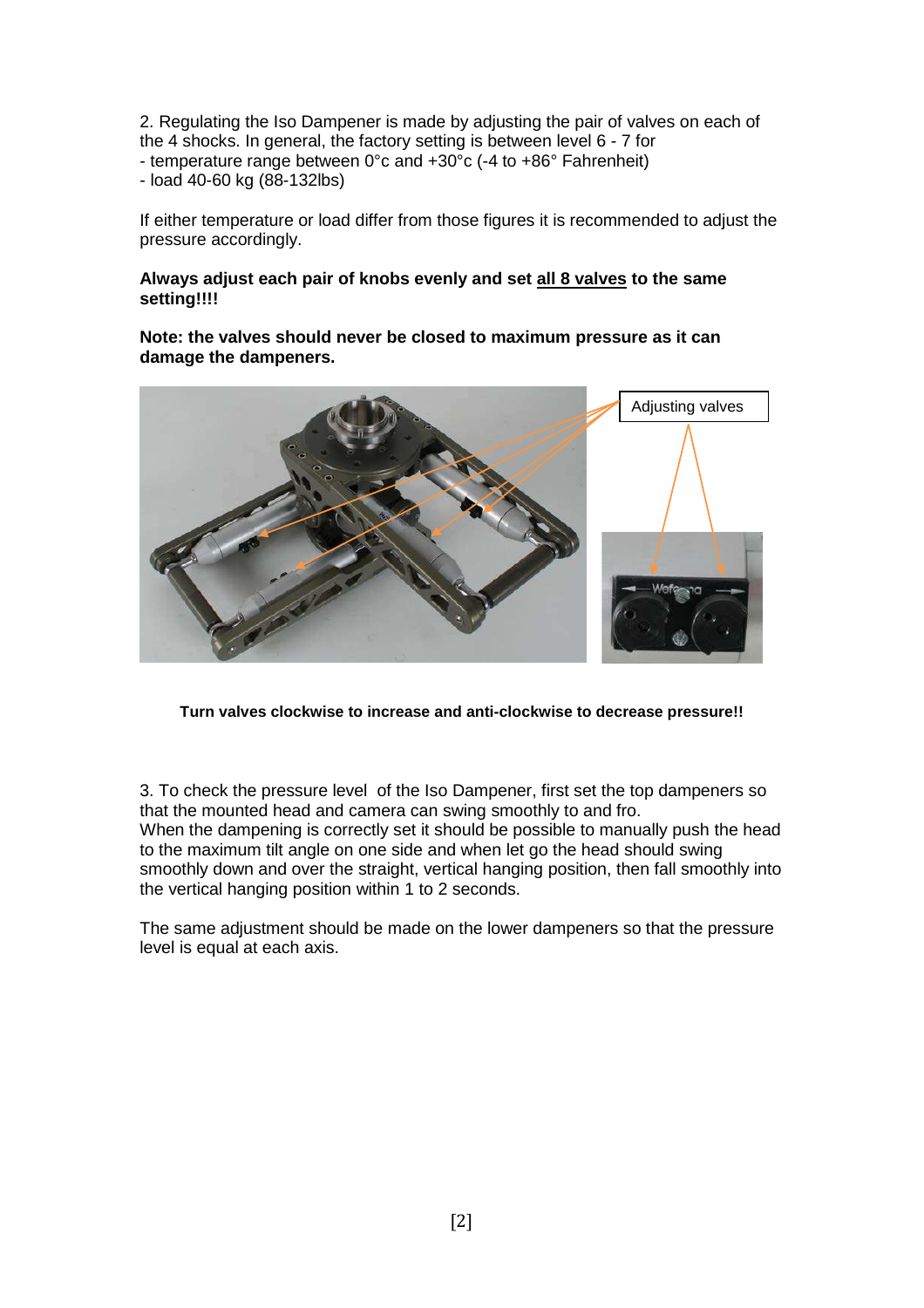2. Regulating the Iso Dampener is made by adjusting the pair of valves on each of the 4 shocks. In general, the factory setting is between level 6 - 7 for

- temperature range between 0°c and +30°c (-4 to +86° Fahrenheit)
- load 40-60 kg (88-132lbs)

If either temperature or load differ from those figures it is recommended to adjust the pressure accordingly.

**Always adjust each pair of knobs evenly and set <u>all 8 valves</u> to the same setting!!!!**

**Note: the valves should never be closed to maximum pressure as it can damage the dampeners.**

Adjusting valves

**Turn valves clockwise to increase and anti-clockwise to decrease pressure!!**

3. To check the pressure level of the Iso Dampener, first set the top dampeners so that the mounted head and camera can swing smoothly to and fro.
When the dampening is correctly set it should be possible to manually push the head to the maximum tilt angle on one side and when let go the head should swing smoothly down and over the straight, vertical hanging position, then fall smoothly into the vertical hanging position within 1 to 2 seconds.

The same adjustment should be made on the lower dampeners so that the pressure level is equal at each axis.